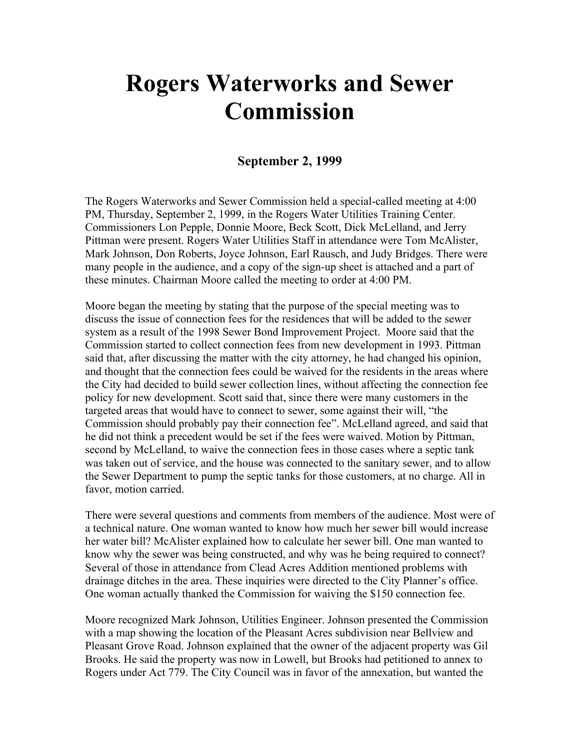# Rogers Waterworks and Sewer Commission

### September 2, 1999

The Rogers Waterworks and Sewer Commission held a special-called meeting at 4:00 PM, Thursday, September 2, 1999, in the Rogers Water Utilities Training Center. Commissioners Lon Pepple, Donnie Moore, Beck Scott, Dick McLelland, and Jerry Pittman were present. Rogers Water Utilities Staff in attendance were Tom McAlister, Mark Johnson, Don Roberts, Joyce Johnson, Earl Rausch, and Judy Bridges. There were many people in the audience, and a copy of the sign-up sheet is attached and a part of these minutes. Chairman Moore called the meeting to order at 4:00 PM.

Moore began the meeting by stating that the purpose of the special meeting was to discuss the issue of connection fees for the residences that will be added to the sewer system as a result of the 1998 Sewer Bond Improvement Project. Moore said that the Commission started to collect connection fees from new development in 1993. Pittman said that, after discussing the matter with the city attorney, he had changed his opinion, and thought that the connection fees could be waived for the residents in the areas where the City had decided to build sewer collection lines, without affecting the connection fee policy for new development. Scott said that, since there were many customers in the targeted areas that would have to connect to sewer, some against their will, "the Commission should probably pay their connection fee". McLelland agreed, and said that he did not think a precedent would be set if the fees were waived. Motion by Pittman, second by McLelland, to waive the connection fees in those cases where a septic tank was taken out of service, and the house was connected to the sanitary sewer, and to allow the Sewer Department to pump the septic tanks for those customers, at no charge. All in favor, motion carried.

There were several questions and comments from members of the audience. Most were of a technical nature. One woman wanted to know how much her sewer bill would increase her water bill? McAlister explained how to calculate her sewer bill. One man wanted to know why the sewer was being constructed, and why was he being required to connect? Several of those in attendance from Clead Acres Addition mentioned problems with drainage ditches in the area. These inquiries were directed to the City Planner's office. One woman actually thanked the Commission for waiving the $150 connection fee.

Moore recognized Mark Johnson, Utilities Engineer. Johnson presented the Commission with a map showing the location of the Pleasant Acres subdivision near Bellview and Pleasant Grove Road. Johnson explained that the owner of the adjacent property was Gil Brooks. He said the property was now in Lowell, but Brooks had petitioned to annex to Rogers under Act 779. The City Council was in favor of the annexation, but wanted the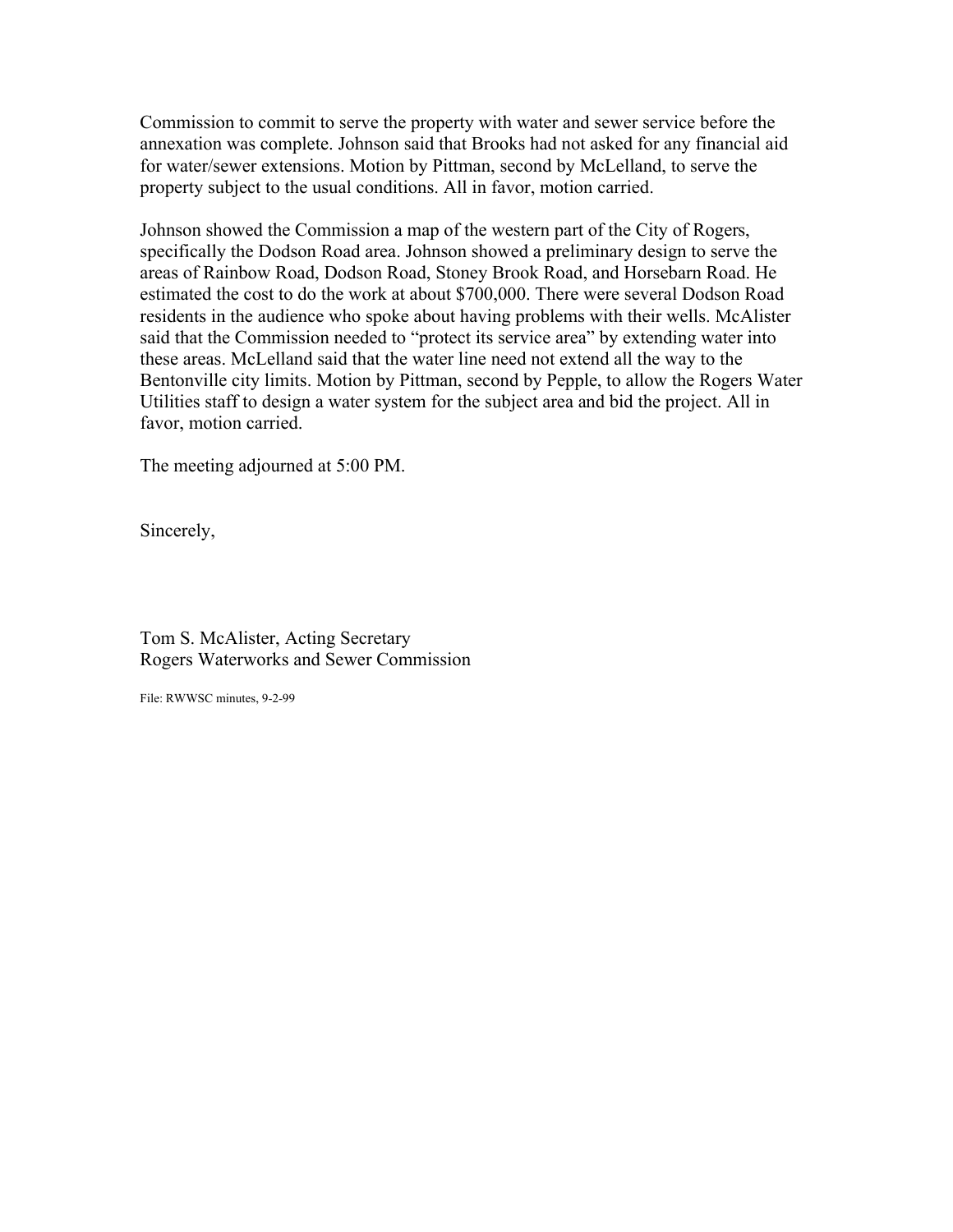Commission to commit to serve the property with water and sewer service before the annexation was complete. Johnson said that Brooks had not asked for any financial aid for water/sewer extensions. Motion by Pittman, second by McLelland, to serve the property subject to the usual conditions. All in favor, motion carried.

Johnson showed the Commission a map of the western part of the City of Rogers, specifically the Dodson Road area. Johnson showed a preliminary design to serve the areas of Rainbow Road, Dodson Road, Stoney Brook Road, and Horsebarn Road. He estimated the cost to do the work at about $700,000. There were several Dodson Road residents in the audience who spoke about having problems with their wells. McAlister said that the Commission needed to "protect its service area" by extending water into these areas. McLelland said that the water line need not extend all the way to the Bentonville city limits. Motion by Pittman, second by Pepple, to allow the Rogers Water Utilities staff to design a water system for the subject area and bid the project. All in favor, motion carried.

The meeting adjourned at 5:00 PM.

Sincerely,

Tom S. McAlister, Acting Secretary
Rogers Waterworks and Sewer Commission

File: RWWSC minutes, 9-2-99